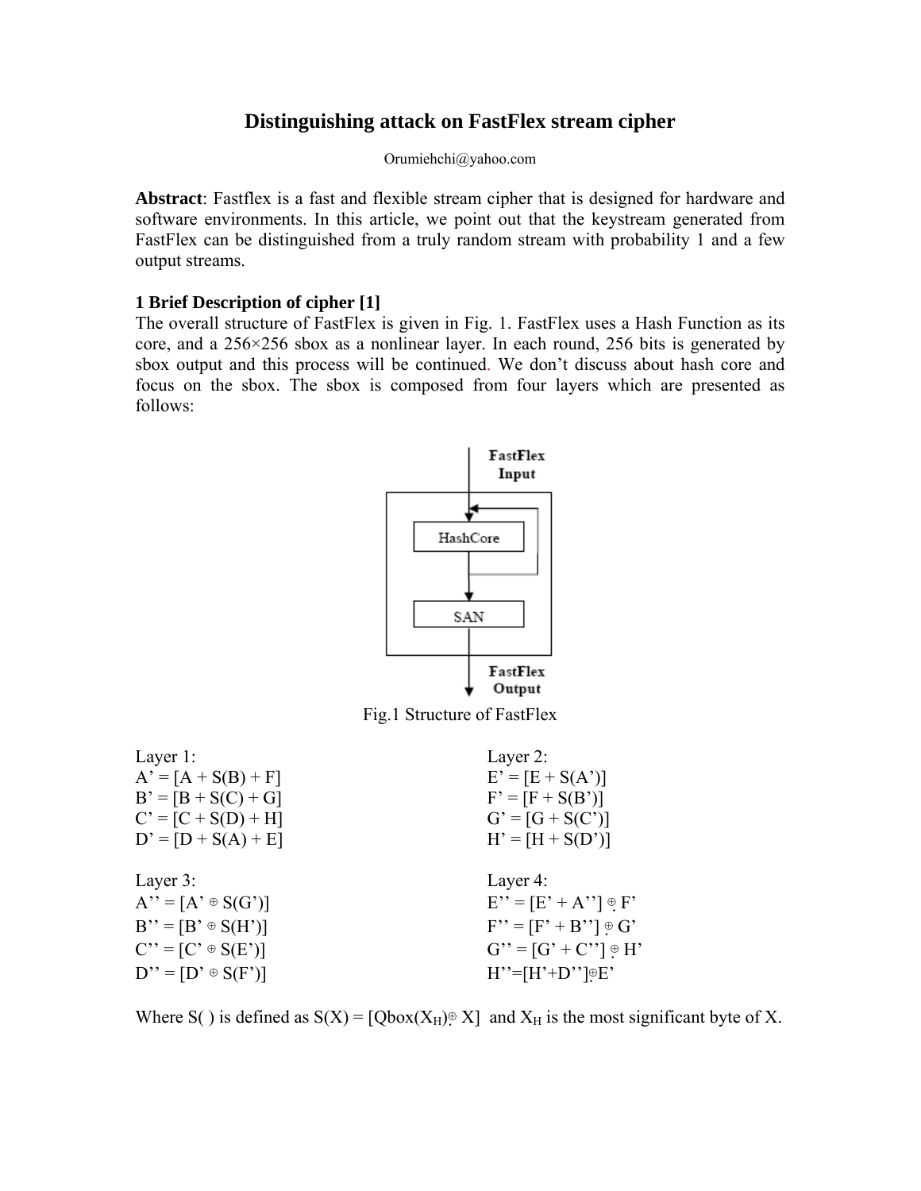# Distinguishing attack on FastFlex stream cipher

Orumiehchi@yahoo.com

**Abstract**: Fastflex is a fast and flexible stream cipher that is designed for hardware and software environments. In this article, we point out that the keystream generated from FastFlex can be distinguished from a truly random stream with probability 1 and a few output streams.

### 1 Brief Description of cipher [1]

The overall structure of FastFlex is given in Fig. 1. FastFlex uses a Hash Function as its core, and a 256×256 sbox as a nonlinear layer. In each round, 256 bits is generated by sbox output and this process will be continued. We don't discuss about hash core and focus on the sbox. The sbox is composed from four layers which are presented as follows:

Fig.1 Structure of FastFlex

Layer 1:

$A' = [A + S(B) + F]$
$B' = [B + S(C) + G]$
$C' = [C + S(D) + H]$
$D' = [D + S(A) + E]$

Layer 2:

$E' = [E + S(A')]$
$F' = [F + S(B')]$
$G' = [G + S(C')]$
$H' = [H + S(D')]$

Layer 3:

$A'' = [A' \oplus S(G')]$
$B'' = [B' \oplus S(H')]$
$C'' = [C' \oplus S(E')]$
$D'' = [D' \oplus S(F')]$

Layer 4:

$E'' = [E' + A''] \oplus F'$
$F'' = [F' + B''] \oplus G'$
$G'' = [G' + C''] \oplus H'$
$H''=[H'+D'']\oplus E'$

Where $S(\ )$ is defined as $S(X) = [Qbox(X_H) \oplus X]$ and $X_H$ is the most significant byte of X.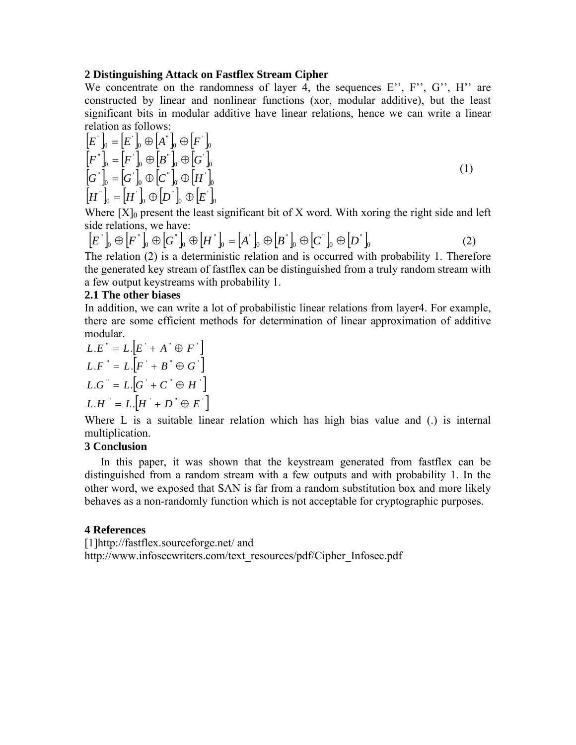## 2 Distinguishing Attack on Fastflex Stream Cipher

We concentrate on the randomness of layer 4, the sequences E'', F'', G'', H'' are constructed by linear and nonlinear functions (xor, modular additive), but the least significant bits in modular additive have linear relations, hence we can write a linear relation as follows:

$$
\begin{aligned}
\left[E''\right]_0 &= \left[E'\right]_0 \oplus \left[A''\right]_0 \oplus \left[F'\right]_0 \\
\left[F''\right]_0 &= \left[F'\right]_0 \oplus \left[B''\right]_0 \oplus \left[G'\right]_0 \\
\left[G''\right]_0 &= \left[G'\right]_0 \oplus \left[C''\right]_0 \oplus \left[H'\right]_0 \\
\left[H''\right]_0 &= \left[H'\right]_0 \oplus \left[D''\right]_0 \oplus \left[E'\right]_0
\end{aligned}
\qquad (1)
$$

Where $[X]_0$ present the least significant bit of X word. With xoring the right side and left side relations, we have:

$$
\left[E''\right]_0 \oplus \left[F''\right]_0 \oplus \left[G''\right]_0 \oplus \left[H''\right]_0 = \left[A''\right]_0 \oplus \left[B''\right]_0 \oplus \left[C''\right]_0 \oplus \left[D''\right]_0 \qquad (2)
$$

The relation (2) is a deterministic relation and is occurred with probability 1. Therefore the generated key stream of fastflex can be distinguished from a truly random stream with a few output keystreams with probability 1.

### 2.1 The other biases

In addition, we can write a lot of probabilistic linear relations from layer4. For example, there are some efficient methods for determination of linear approximation of additive modular.

$$
\begin{aligned}
L.E'' &= L.\left[E' + A'' \oplus F'\right] \\
L.F'' &= L.\left[F' + B'' \oplus G'\right] \\
L.G'' &= L.\left[G' + C'' \oplus H'\right] \\
L.H'' &= L.\left[H' + D'' \oplus E'\right]
\end{aligned}
$$

Where L is a suitable linear relation which has high bias value and (.) is internal multiplication.

## 3 Conclusion

In this paper, it was shown that the keystream generated from fastflex can be distinguished from a random stream with a few outputs and with probability 1. In the other word, we exposed that SAN is far from a random substitution box and more likely behaves as a non-randomly function which is not acceptable for cryptographic purposes.

## 4 References

[1]http://fastflex.sourceforge.net/ and http://www.infosecwriters.com/text_resources/pdf/Cipher_Infosec.pdf